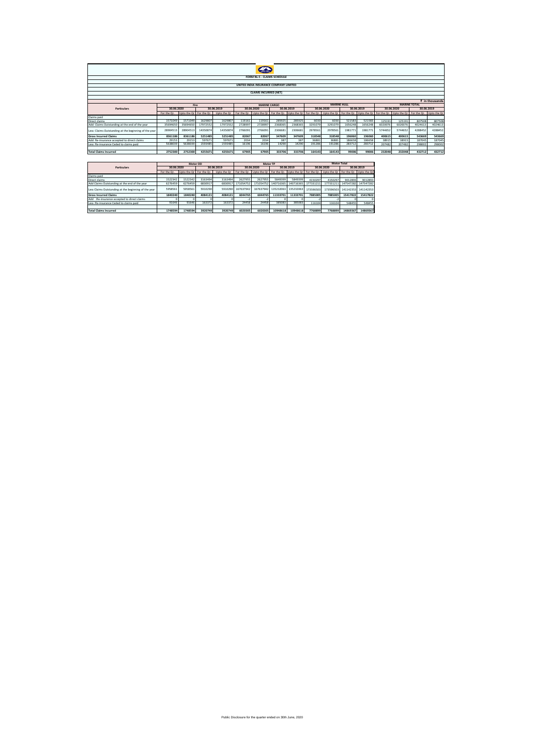**FORM NL-5 - CLAIMS SCHEDULE**

**UNITED INDIA INSURANCE COMPANY LIMITED**

**CLAIMS INCURRED [NET]**

₹ in thousands

| Particulars | Fire | | | | MARINE CARGO | | | | MARINE HULL | | | | MARINE TOTAL | | | |
|---|---|---|---|---|---|---|---|---|---|---|---|---|---|---|---|---|
| | 30.06.2020 | | 30.06.2019 | | 30.06.2020 | | 30.06.2019 | | 30.06.2020 | | 30.06.2019 | | 30.06.2020 | | 30.06.2019 | |
| | For the Qr. | Upto the Qr | For the Qr. | Upto the Qr | For the Qr. | Upto the Qr | For the Qr. | Upto the Qr | For the Qr. | Upto the Qr | For the Qr. | Upto the Qr | For the Qr. | Upto the Qr | For the Qr. | Upto the Qr |
| Claims paid | | | | | | | | | | | | | | | | |
| Direct claims | 1571049 | 1571049 | 1629807 | 1629807 | 119161 | 119161 | 285925 | 285925 | 6030 | 6030 | 521583 | 521583 | 125191 | 125191 | 807508 | 807508 |
| Add: Claims Outstanding at the end of the year | 35694650 | 35694650 | 17972552 | 17972552 | 2728997 | 2728997 | 2368365 | 2368365 | 3291079 | 3291079 | 1656248 | 1656248 | 6020076 | 6020076 | 4024613 | 4024613 |
| Less: Claims Outstanding at the beginning of the year | 28904513 | 28904513 | 14350874 | 14350874 | 2766091 | 2766091 | 2306681 | 2306681 | 2978561 | 2978561 | 1981771 | 1981771 | 5744652 | 5744652 | 4288452 | 4288452 |
| **Gross Incurred Claims** | **8361186** | **8361186** | **5251485** | **5251485** | **82067** | **82067** | **347609** | **347609** | **318548** | **318548** | **196060** | **196060** | **400615** | **400615** | **543669** | **543669** |
| Add: Re-insurance accepted to direct claims | 29153 | 29153 | 597671 | 597671 | 2034 | 2034 | 387 | 387 | 36881 | 36881 | 186658 | 186658 | 38915 | 38915 | 187045 | 187045 |
| Less: Re-insurance Ceded to claims paid | 5638039 | 5638039 | 1593485 | 1593485 | 16196 | 16196 | 14290 | 14290 | 191286 | 191286 | 283712 | 283712 | 207482 | 207482 | 298002 | 298002 |
| | | | | | | | | | | | | | | | | |
| **Total Claims Incurred** | **2752300** | **2752300** | **4255671** | **4255671** | **67905** | **67905** | **333706** | **333706** | **164143** | **164143** | **99006** | **99006** | **232048** | **232048** | **432712** | **432712** |

| Particulars | Motor OD | | | | Motor TP | | | | Motor Total | | | |
|---|---|---|---|---|---|---|---|---|---|---|---|---|
| | 30.06.2020 | | 30.06.2019 | | 30.06.2020 | | 30.06.2019 | | 30.06.2020 | | 30.06.2019 | |
| | For the Qr. | Upto the Qr | For the Qr. | Upto the Qr | For the Qr. | Upto the Qr | For the Qr. | Upto the Qr | For the Qr. | Upto the Qr | For the Qr. | Upto the Qr |
| Claims paid | | | | | | | | | | | | |
| Direct claims | 1522342 | 1522342 | 3163494 | 3163494 | 2627955 | 2627955 | 5849399 | 5849399 | 4150297 | 4150297 | 9012893 | 9012893 |
| Add Claims Outstanding at the end of the year | 6276459 | 6276459 | 6830917 | 6830917 | 171054752 | 171054752 | 140716365 | 140716365 | 177331211 | 177331211 | 147547282 | 147547282 |
| Less Claims Outstanding at the beginning of the year | 5958561 | 5958561 | 5910290 | 5910290 | 167637942 | 167637942 | 135232063 | 135232063 | 173596503 | 173596503 | 141142353 | 141142353 |
| **Gross Incurred Claims** | **1840240** | **1840240** | **4084121** | **4084121** | **6044765** | **6044765** | **11333701** | **11333701** | **7885005** | **7885005** | **15417822** | **15417822** |
| Add :Re-insurance accepted to direct claims | 0 | 0 | 0 | 0 | -2 | -2 | 0 | 0 | -2 | -2 | 0 | 0 |
| Less :Re-insurance Ceded to claims paid | 91646 | 91646 | 163372 | 163372 | 24458 | 24458 | 385083 | 385083 | 116104 | 116104 | 548455 | 548455 |
| | | | | | | | | | | | | |
| **Total Claims Incurred** | **1748594** | **1748594** | **3920749** | **3920749** | **6020305** | **6020305** | **10948618** | **10948618** | **7768899** | **7768899** | **14869367** | **14869367** |

Public Disclosure for the quarter ended on 30th June, 2020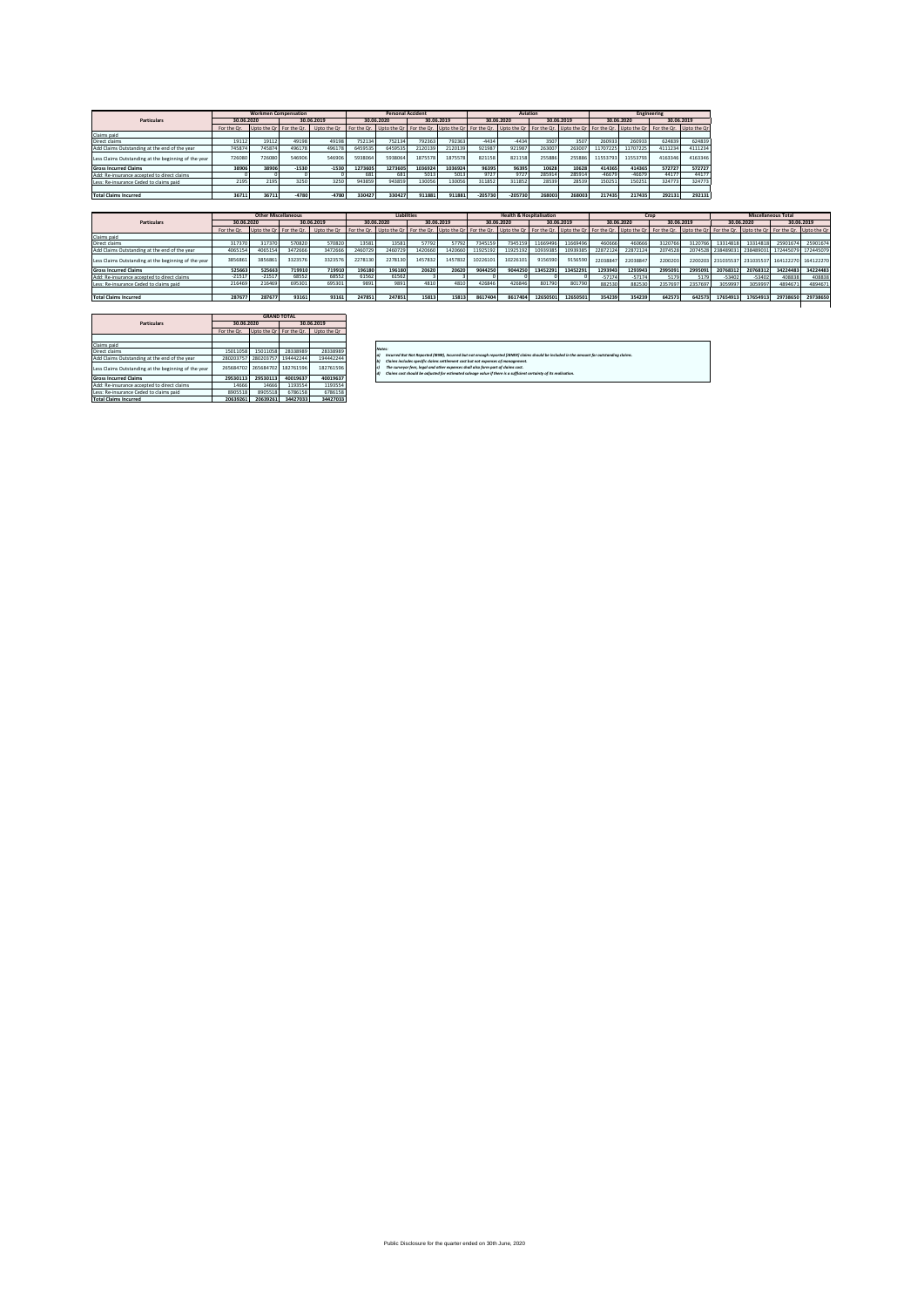| Particulars | Workmen Compensation | | | | Personal Accident | | | | Aviation | | | | Engineering | | | |
|---|---|---|---|---|---|---|---|---|---|---|---|---|---|---|---|---|
| | 30.06.2020 | | 30.06.2019 | | 30.06.2020 | | 30.06.2019 | | 30.06.2020 | | 30.06.2019 | | 30.06.2020 | | 30.06.2019 | |
| | For the Qr. | Upto the Qr | For the Qr. | Upto the Qr | For the Qr. | Upto the Qr | For the Qr. | Upto the Qr | For the Qr. | Upto the Qr | For the Qr. | Upto the Qr | For the Qr. | Upto the Qr | For the Qr. | Upto the Qr |
| Claims paid | | | | | | | | | | | | | | | | |
| Direct claims | 19112 | 19112 | 49198 | 49198 | 752134 | 752134 | 792363 | 792363 | -4434 | -4434 | 3507 | 3507 | 260933 | 260933 | 624839 | 624839 |
| Add Claims Outstanding at the end of the year | 745874 | 745874 | 496178 | 496178 | 6459535 | 6459535 | 2120139 | 2120139 | 921987 | 921987 | 263007 | 263007 | 11707225 | 11707225 | 4111234 | 4111234 |
| Less Claims Outstanding at the beginning of the year | 726080 | 726080 | 546906 | 546906 | 5938064 | 5938064 | 1875578 | 1875578 | 821158 | 821158 | 255886 | 255886 | 11553793 | 11553793 | 4163346 | 4163346 |
| **Gross Incurred Claims** | **38906** | **38906** | **-1530** | **-1530** | **1273605** | **1273605** | **1036924** | **1036924** | **96395** | **96395** | **10628** | **10628** | **414365** | **414365** | **572727** | **572727** |
| Add: Re-insurance accepted to direct claims | 0 | 0 | 0 | 0 | 681 | 681 | 5013 | 5013 | 9727 | 9727 | 285914 | 285914 | -46679 | -46679 | 44177 | 44177 |
| Less: Re-insurance Ceded to claims paid | 2195 | 2195 | 3250 | 3250 | 943859 | 943859 | 130056 | 130056 | 311852 | 311852 | 28539 | 28539 | 150251 | 150251 | 324773 | 324773 |
| | | | | | | | | | | | | | | | | |
| **Total Claims Incurred** | **36711** | **36711** | **-4780** | **-4780** | **330427** | **330427** | **911881** | **911881** | **-205730** | **-205730** | **268003** | **268003** | **217435** | **217435** | **292131** | **292131** |

| Particulars | Other Miscellaneous | | | | Liabilities | | | | Health & Hospitalisation | | | | Crop | | | | Miscellaneous Total | | | |
|---|---|---|---|---|---|---|---|---|---|---|---|---|---|---|---|---|---|---|---|---|
| | 30.06.2020 | | 30.06.2019 | | 30.06.2020 | | 30.06.2019 | | 30.06.2020 | | 30.06.2019 | | 30.06.2020 | | 30.06.2019 | | 30.06.2020 | | 30.06.2019 | |
| | For the Qr. | Upto the Qr | For the Qr. | Upto the Qr | For the Qr. | Upto the Qr | For the Qr. | Upto the Qr | For the Qr. | Upto the Qr | For the Qr. | Upto the Qr | For the Qr. | Upto the Qr | For the Qr. | Upto the Qr | For the Qr. | Upto the Qr | For the Qr. | Upto the Qr |
| Claims paid | | | | | | | | | | | | | | | | | | | | |
| Direct claims | 317370 | 317370 | 570820 | 570820 | 13581 | 13581 | 57792 | 57792 | 7345159 | 7345159 | 11669496 | 11669496 | 460666 | 460666 | 3120766 | 3120766 | 13314818 | 13314818 | 25901674 | 25901674 |
| Add Claims Outstanding at the end of the year | 4065154 | 4065154 | 3472666 | 3472666 | 2460729 | 2460729 | 1420660 | 1420660 | 11925192 | 11925192 | 10939385 | 10939385 | 22872124 | 22872124 | 2074528 | 2074528 | 238489031 | 238489031 | 172445079 | 172445079 |
| Less Claims Outstanding at the beginning of the year | 3856861 | 3856861 | 3323576 | 3323576 | 2278130 | 2278130 | 1457832 | 1457832 | 10226101 | 10226101 | 9156590 | 9156590 | 22038847 | 22038847 | 2200203 | 2200203 | 231035537 | 231035537 | 164122270 | 164122270 |
| **Gross Incurred Claims** | **525663** | **525663** | **719910** | **719910** | **196180** | **196180** | **20620** | **20620** | **9044250** | **9044250** | **13452291** | **13452291** | **1293943** | **1293943** | **2995091** | **2995091** | **20768312** | **20768312** | **34224483** | **34224483** |
| Add: Re-insurance accepted to direct claims | -21517 | -21517 | 68552 | 68552 | 61562 | 61562 | 3 | 3 | 0 | 0 | 0 | 0 | -57174 | -57174 | 5179 | 5179 | -53402 | -53402 | 408838 | 408838 |
| Less: Re-insurance Ceded to claims paid | 216469 | 216469 | 695301 | 695301 | 9891 | 9891 | 4810 | 4810 | 426846 | 426846 | 801790 | 801790 | 882530 | 882530 | 2357697 | 2357697 | 3059997 | 3059997 | 4894671 | 4894671 |
| | | | | | | | | | | | | | | | | | | | | |
| **Total Claims Incurred** | **287677** | **287677** | **93161** | **93161** | **247851** | **247851** | **15813** | **15813** | **8617404** | **8617404** | **12650501** | **12650501** | **354239** | **354239** | **642573** | **642573** | **17654913** | **17654913** | **29738650** | **29738650** |

| Particulars | GRAND TOTAL | | | |
|---|---|---|---|---|
| | 30.06.2020 | | 30.06.2019 | |
| | For the Qr. | Upto the Qr | For the Qr. | Upto the Qr |
| | | | | |
| Claims paid | | | | |
| Direct claims | 15011058 | 15011058 | 28338989 | 28338989 |
| Add Claims Outstanding at the end of the year | 280203757 | 280203757 | 194442244 | 194442244 |
| Less Claims Outstanding at the beginning of the year | 265684702 | 265684702 | 182761596 | 182761596 |
| **Gross Incurred Claims** | **29530113** | **29530113** | **40019637** | **40019637** |
| Add: Re-insurance accepted to direct claims | 14666 | 14666 | 1193554 | 1193554 |
| Less: Re-insurance Ceded to claims paid | 8905518 | 8905518 | 6786158 | 6786158 |
| **Total Claims Incurred** | **20639261** | **20639261** | **34427033** | **34427033** |

*Notes:*

*a) Incurred But Not Reported (IBNR), Incurred but not enough reported (IBNER) claims should be included in the amount for outstanding claims.*

*b) Claims includes specific claims settlement cost but not expenses of management.*

*c) The surveyor fees, legal and other expenses shall also form part of claims cost.*

*d) Claims cost should be adjusted for estimated salvage value if there is a sufficient certainty of its realisation.*

Public Disclosure for the quarter ended on 30th June, 2020